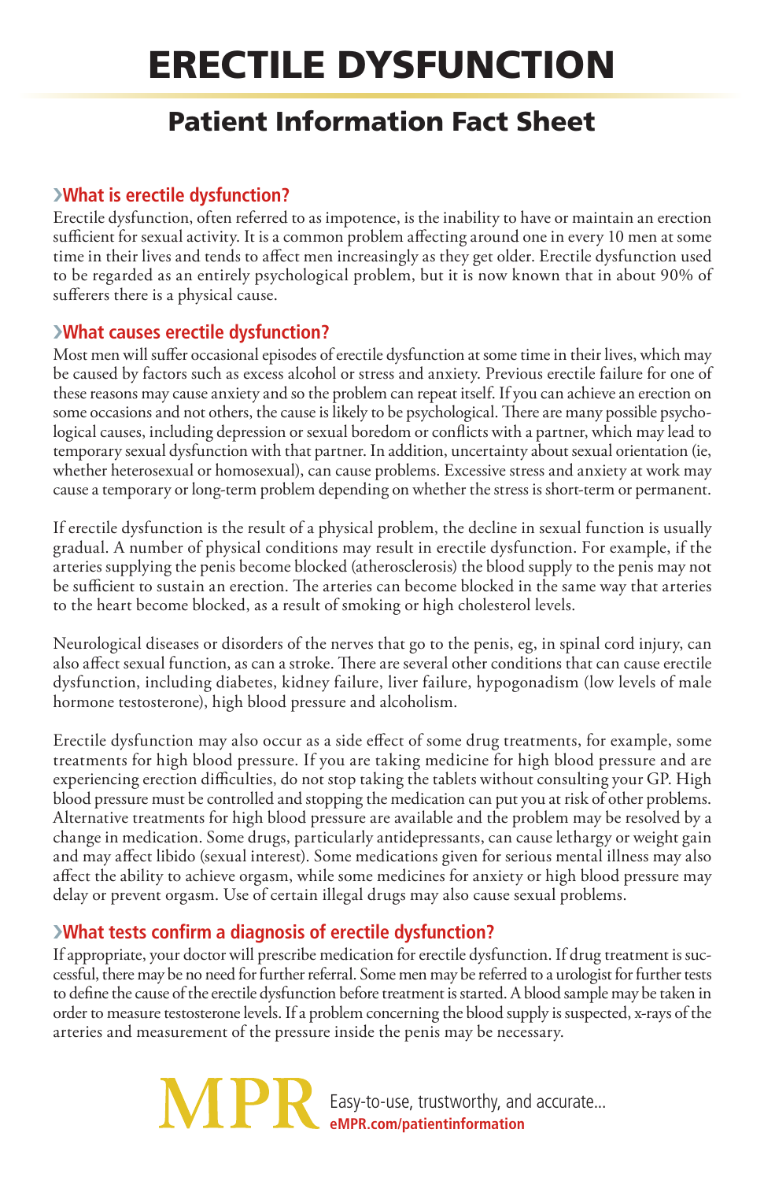# ERECTILE DYSFUNCTION

## Patient Information Fact Sheet

### ›What is erectile dysfunction?

Erectile dysfunction, often referred to as impotence, is the inability to have or maintain an erection sufficient for sexual activity. It is a common problem affecting around one in every 10 men at some time in their lives and tends to affect men increasingly as they get older. Erectile dysfunction used to be regarded as an entirely psychological problem, but it is now known that in about 90% of sufferers there is a physical cause.

### ›What causes erectile dysfunction?

Most men will suffer occasional episodes of erectile dysfunction at some time in their lives, which may be caused by factors such as excess alcohol or stress and anxiety. Previous erectile failure for one of these reasons may cause anxiety and so the problem can repeat itself. If you can achieve an erection on some occasions and not others, the cause is likely to be psychological. There are many possible psychological causes, including depression or sexual boredom or conflicts with a partner, which may lead to temporary sexual dysfunction with that partner. In addition, uncertainty about sexual orientation (ie, whether heterosexual or homosexual), can cause problems. Excessive stress and anxiety at work may cause a temporary or long-term problem depending on whether the stress is short-term or permanent.

If erectile dysfunction is the result of a physical problem, the decline in sexual function is usually gradual. A number of physical conditions may result in erectile dysfunction. For example, if the arteries supplying the penis become blocked (atherosclerosis) the blood supply to the penis may not be sufficient to sustain an erection. The arteries can become blocked in the same way that arteries to the heart become blocked, as a result of smoking or high cholesterol levels.

Neurological diseases or disorders of the nerves that go to the penis, eg, in spinal cord injury, can also affect sexual function, as can a stroke. There are several other conditions that can cause erectile dysfunction, including diabetes, kidney failure, liver failure, hypogonadism (low levels of male hormone testosterone), high blood pressure and alcoholism.

Erectile dysfunction may also occur as a side effect of some drug treatments, for example, some treatments for high blood pressure. If you are taking medicine for high blood pressure and are experiencing erection difficulties, do not stop taking the tablets without consulting your GP. High blood pressure must be controlled and stopping the medication can put you at risk of other problems. Alternative treatments for high blood pressure are available and the problem may be resolved by a change in medication. Some drugs, particularly antidepressants, can cause lethargy or weight gain and may affect libido (sexual interest). Some medications given for serious mental illness may also affect the ability to achieve orgasm, while some medicines for anxiety or high blood pressure may delay or prevent orgasm. Use of certain illegal drugs may also cause sexual problems.

### ›What tests confirm a diagnosis of erectile dysfunction?

If appropriate, your doctor will prescribe medication for erectile dysfunction. If drug treatment is successful, there may be no need for further referral. Some men may be referred to a urologist for further tests to define the cause of the erectile dysfunction before treatment is started. A blood sample may be taken in order to measure testosterone levels. If a problem concerning the blood supply is suspected, x-rays of the arteries and measurement of the pressure inside the penis may be necessary.

MPR Easy-to-use, trustworthy, and accurate...
**eMPR.com/patientinformation**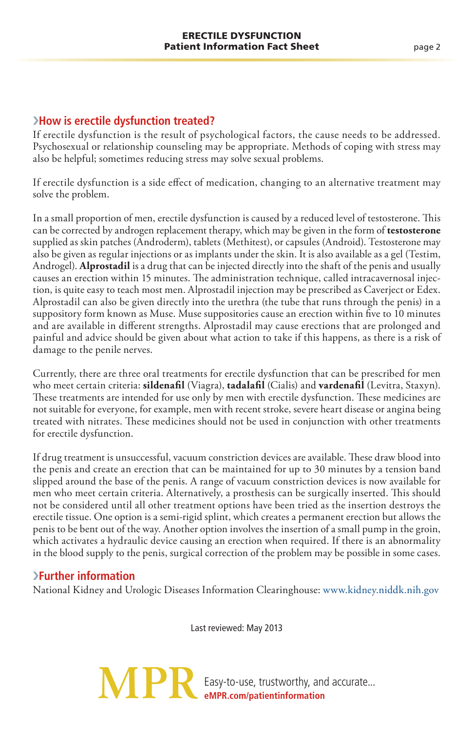## How is erectile dysfunction treated?

If erectile dysfunction is the result of psychological factors, the cause needs to be addressed. Psychosexual or relationship counseling may be appropriate. Methods of coping with stress may also be helpful; sometimes reducing stress may solve sexual problems.

If erectile dysfunction is a side effect of medication, changing to an alternative treatment may solve the problem.

In a small proportion of men, erectile dysfunction is caused by a reduced level of testosterone. This can be corrected by androgen replacement therapy, which may be given in the form of **testosterone** supplied as skin patches (Androderm), tablets (Methitest), or capsules (Android). Testosterone may also be given as regular injections or as implants under the skin. It is also available as a gel (Testim, Androgel). **Alprostadil** is a drug that can be injected directly into the shaft of the penis and usually causes an erection within 15 minutes. The administration technique, called intracavernosal injection, is quite easy to teach most men. Alprostadil injection may be prescribed as Caverject or Edex. Alprostadil can also be given directly into the urethra (the tube that runs through the penis) in a suppository form known as Muse. Muse suppositories cause an erection within five to 10 minutes and are available in different strengths. Alprostadil may cause erections that are prolonged and painful and advice should be given about what action to take if this happens, as there is a risk of damage to the penile nerves.

Currently, there are three oral treatments for erectile dysfunction that can be prescribed for men who meet certain criteria: **sildenafil** (Viagra), **tadalafil** (Cialis) and **vardenafil** (Levitra, Staxyn). These treatments are intended for use only by men with erectile dysfunction. These medicines are not suitable for everyone, for example, men with recent stroke, severe heart disease or angina being treated with nitrates. These medicines should not be used in conjunction with other treatments for erectile dysfunction.

If drug treatment is unsuccessful, vacuum constriction devices are available. These draw blood into the penis and create an erection that can be maintained for up to 30 minutes by a tension band slipped around the base of the penis. A range of vacuum constriction devices is now available for men who meet certain criteria. Alternatively, a prosthesis can be surgically inserted. This should not be considered until all other treatment options have been tried as the insertion destroys the erectile tissue. One option is a semi-rigid splint, which creates a permanent erection but allows the penis to be bent out of the way. Another option involves the insertion of a small pump in the groin, which activates a hydraulic device causing an erection when required. If there is an abnormality in the blood supply to the penis, surgical correction of the problem may be possible in some cases.

## Further information

National Kidney and Urologic Diseases Information Clearinghouse: www.kidney.niddk.nih.gov

Last reviewed: May 2013

MPR Easy-to-use, trustworthy, and accurate...
eMPR.com/patientinformation